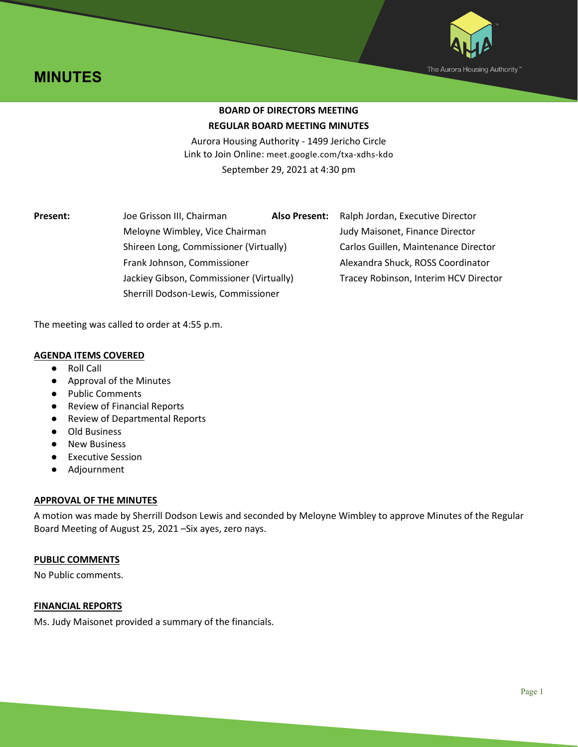# MINUTES

**BOARD OF DIRECTORS MEETING**

**REGULAR BOARD MEETING MINUTES**

Aurora Housing Authority - 1499 Jericho Circle

Link to Join Online: meet.google.com/txa-xdhs-kdo

September 29, 2021 at 4:30 pm

| **Present:** | | **Also Present:** | |
|---|---|---|---|
| | Joe Grisson III, Chairman | | Ralph Jordan, Executive Director |
| | Meloyne Wimbley, Vice Chairman | | Judy Maisonet, Finance Director |
| | Shireen Long, Commissioner (Virtually) | | Carlos Guillen, Maintenance Director |
| | Frank Johnson, Commissioner | | Alexandra Shuck, ROSS Coordinator |
| | Jackiey Gibson, Commissioner (Virtually) | | Tracey Robinson, Interim HCV Director |
| | Sherrill Dodson-Lewis, Commissioner | | |

The meeting was called to order at 4:55 p.m.

## AGENDA ITEMS COVERED

- Roll Call
- Approval of the Minutes
- Public Comments
- Review of Financial Reports
- Review of Departmental Reports
- Old Business
- New Business
- Executive Session
- Adjournment

## APPROVAL OF THE MINUTES

A motion was made by Sherrill Dodson Lewis and seconded by Meloyne Wimbley to approve Minutes of the Regular Board Meeting of August 25, 2021 –Six ayes, zero nays.

## PUBLIC COMMENTS

No Public comments.

## FINANCIAL REPORTS

Ms. Judy Maisonet provided a summary of the financials.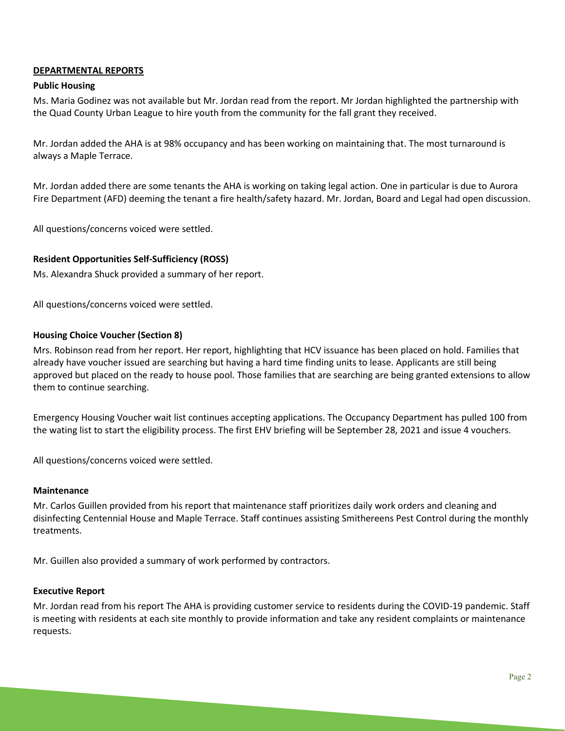## **DEPARTMENTAL REPORTS**

### Public Housing

Ms. Maria Godinez was not available but Mr. Jordan read from the report. Mr Jordan highlighted the partnership with the Quad County Urban League to hire youth from the community for the fall grant they received.

Mr. Jordan added the AHA is at 98% occupancy and has been working on maintaining that. The most turnaround is always a Maple Terrace.

Mr. Jordan added there are some tenants the AHA is working on taking legal action. One in particular is due to Aurora Fire Department (AFD) deeming the tenant a fire health/safety hazard. Mr. Jordan, Board and Legal had open discussion.

All questions/concerns voiced were settled.

### Resident Opportunities Self-Sufficiency (ROSS)

Ms. Alexandra Shuck provided a summary of her report.

All questions/concerns voiced were settled.

### Housing Choice Voucher (Section 8)

Mrs. Robinson read from her report. Her report, highlighting that HCV issuance has been placed on hold. Families that already have voucher issued are searching but having a hard time finding units to lease. Applicants are still being approved but placed on the ready to house pool. Those families that are searching are being granted extensions to allow them to continue searching.

Emergency Housing Voucher wait list continues accepting applications. The Occupancy Department has pulled 100 from the wating list to start the eligibility process. The first EHV briefing will be September 28, 2021 and issue 4 vouchers.

All questions/concerns voiced were settled.

### Maintenance

Mr. Carlos Guillen provided from his report that maintenance staff prioritizes daily work orders and cleaning and disinfecting Centennial House and Maple Terrace. Staff continues assisting Smithereens Pest Control during the monthly treatments.

Mr. Guillen also provided a summary of work performed by contractors.

### Executive Report

Mr. Jordan read from his report The AHA is providing customer service to residents during the COVID-19 pandemic. Staff is meeting with residents at each site monthly to provide information and take any resident complaints or maintenance requests.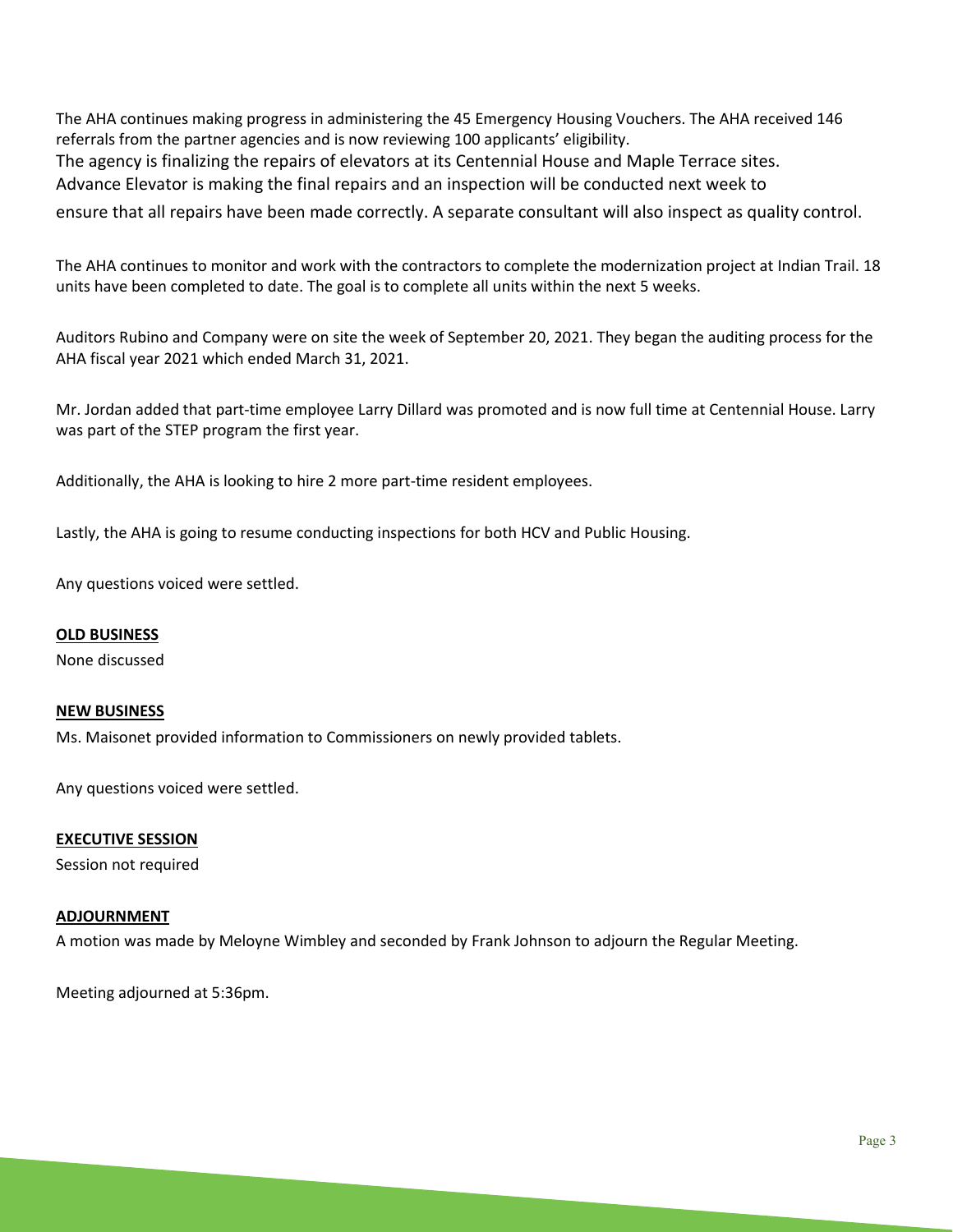The AHA continues making progress in administering the 45 Emergency Housing Vouchers. The AHA received 146 referrals from the partner agencies and is now reviewing 100 applicants' eligibility.
The agency is finalizing the repairs of elevators at its Centennial House and Maple Terrace sites. Advance Elevator is making the final repairs and an inspection will be conducted next week to ensure that all repairs have been made correctly. A separate consultant will also inspect as quality control.

The AHA continues to monitor and work with the contractors to complete the modernization project at Indian Trail. 18 units have been completed to date. The goal is to complete all units within the next 5 weeks.

Auditors Rubino and Company were on site the week of September 20, 2021. They began the auditing process for the AHA fiscal year 2021 which ended March 31, 2021.

Mr. Jordan added that part-time employee Larry Dillard was promoted and is now full time at Centennial House. Larry was part of the STEP program the first year.

Additionally, the AHA is looking to hire 2 more part-time resident employees.

Lastly, the AHA is going to resume conducting inspections for both HCV and Public Housing.

Any questions voiced were settled.

**OLD BUSINESS**

None discussed

**NEW BUSINESS**

Ms. Maisonet provided information to Commissioners on newly provided tablets.

Any questions voiced were settled.

**EXECUTIVE SESSION**

Session not required

**ADJOURNMENT**

A motion was made by Meloyne Wimbley and seconded by Frank Johnson to adjourn the Regular Meeting.

Meeting adjourned at 5:36pm.